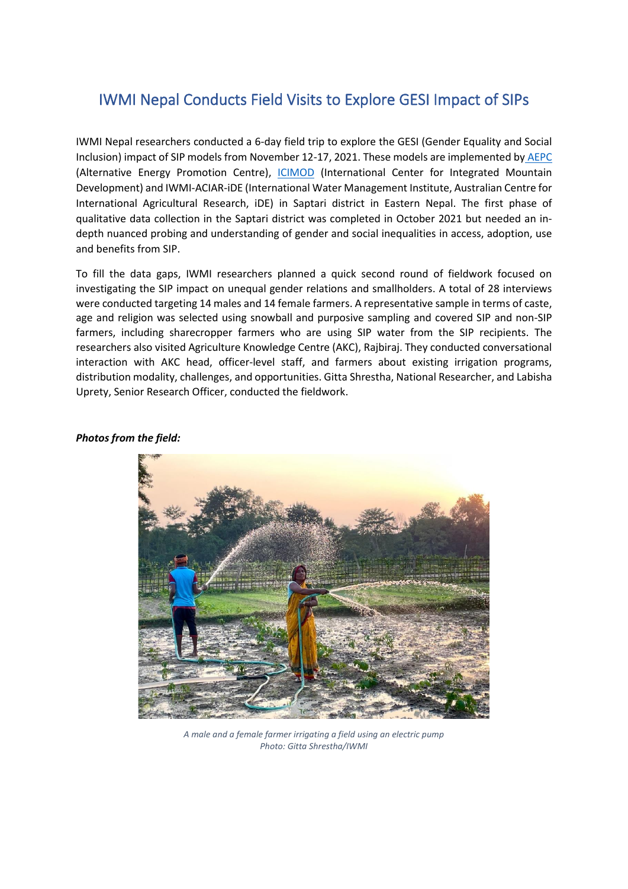# IWMI Nepal Conducts Field Visits to Explore GESI Impact of SIPs

IWMI Nepal researchers conducted a 6-day field trip to explore the GESI (Gender Equality and Social Inclusion) impact of SIP models from November 12-17, 2021. These models are implemented by AEPC (Alternative Energy Promotion Centre), ICIMOD (International Center for Integrated Mountain Development) and IWMI-ACIAR-iDE (International Water Management Institute, Australian Centre for International Agricultural Research, iDE) in Saptari district in Eastern Nepal. The first phase of qualitative data collection in the Saptari district was completed in October 2021 but needed an in-depth nuanced probing and understanding of gender and social inequalities in access, adoption, use and benefits from SIP.

To fill the data gaps, IWMI researchers planned a quick second round of fieldwork focused on investigating the SIP impact on unequal gender relations and smallholders. A total of 28 interviews were conducted targeting 14 males and 14 female farmers. A representative sample in terms of caste, age and religion was selected using snowball and purposive sampling and covered SIP and non-SIP farmers, including sharecropper farmers who are using SIP water from the SIP recipients. The researchers also visited Agriculture Knowledge Centre (AKC), Rajbiraj. They conducted conversational interaction with AKC head, officer-level staff, and farmers about existing irrigation programs, distribution modality, challenges, and opportunities. Gitta Shrestha, National Researcher, and Labisha Uprety, Senior Research Officer, conducted the fieldwork.

***Photos from the field:***

*A male and a female farmer irrigating a field using an electric pump*
*Photo: Gitta Shrestha/IWMI*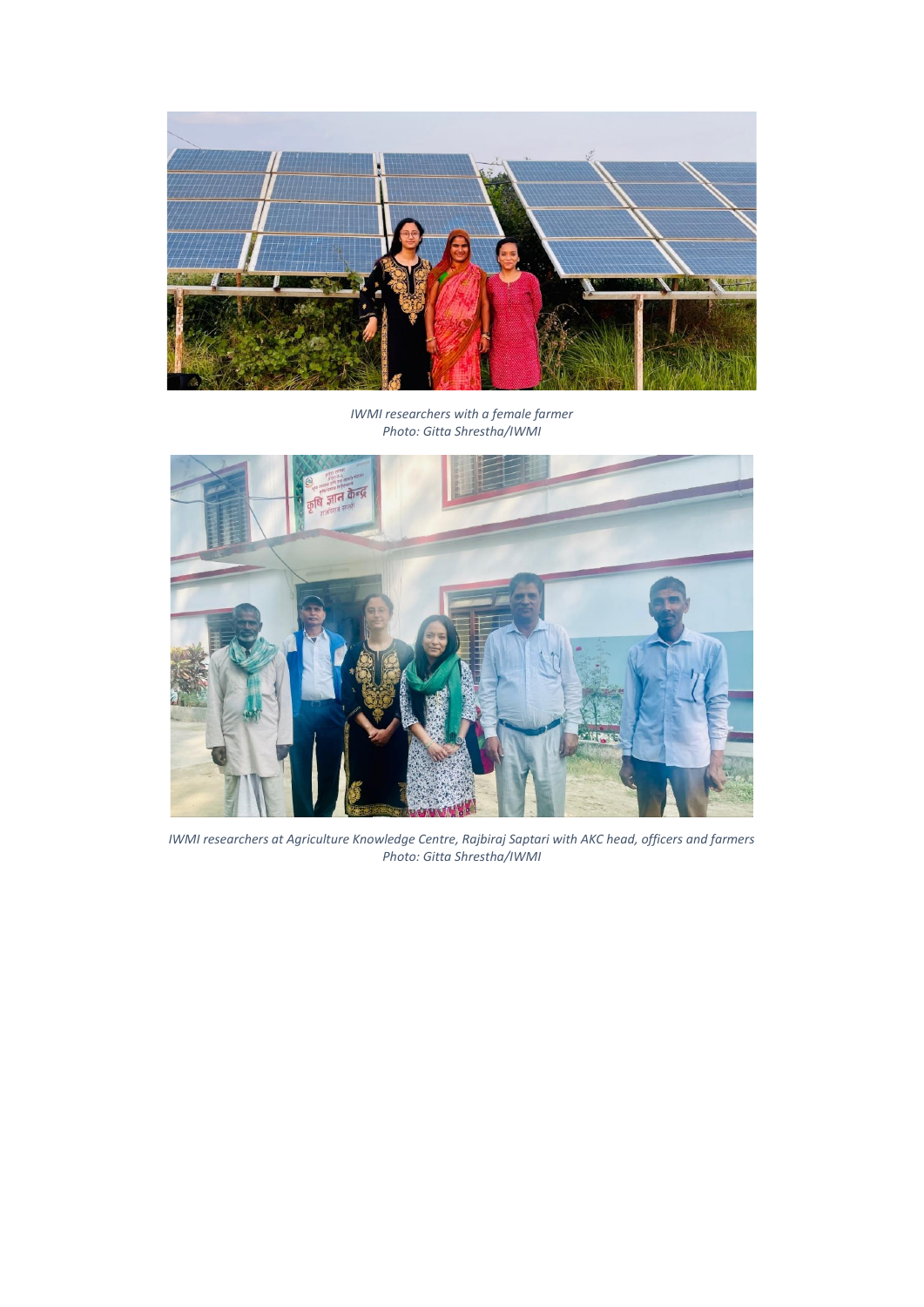*IWMI researchers with a female farmer*
*Photo: Gitta Shrestha/IWMI*

*IWMI researchers at Agriculture Knowledge Centre, Rajbiraj Saptari with AKC head, officers and farmers*
*Photo: Gitta Shrestha/IWMI*